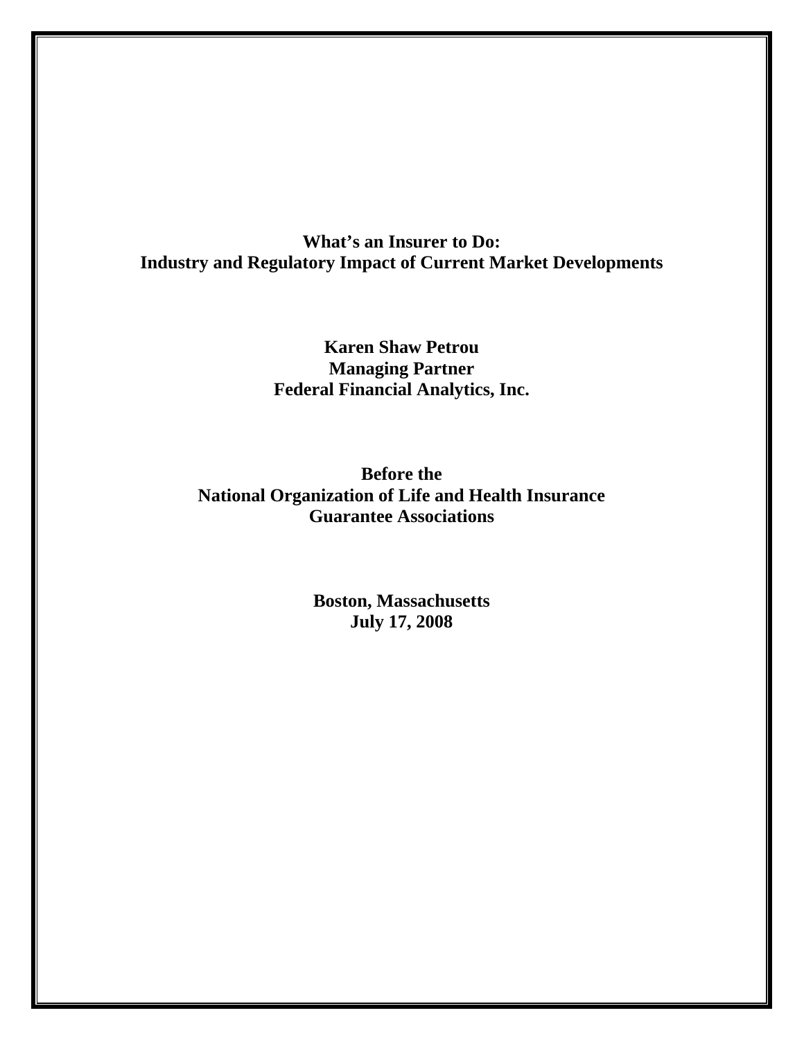# What's an Insurer to Do:
# Industry and Regulatory Impact of Current Market Developments

**Karen Shaw Petrou**
**Managing Partner**
**Federal Financial Analytics, Inc.**

**Before the**
**National Organization of Life and Health Insurance Guarantee Associations**

**Boston, Massachusetts**
**July 17, 2008**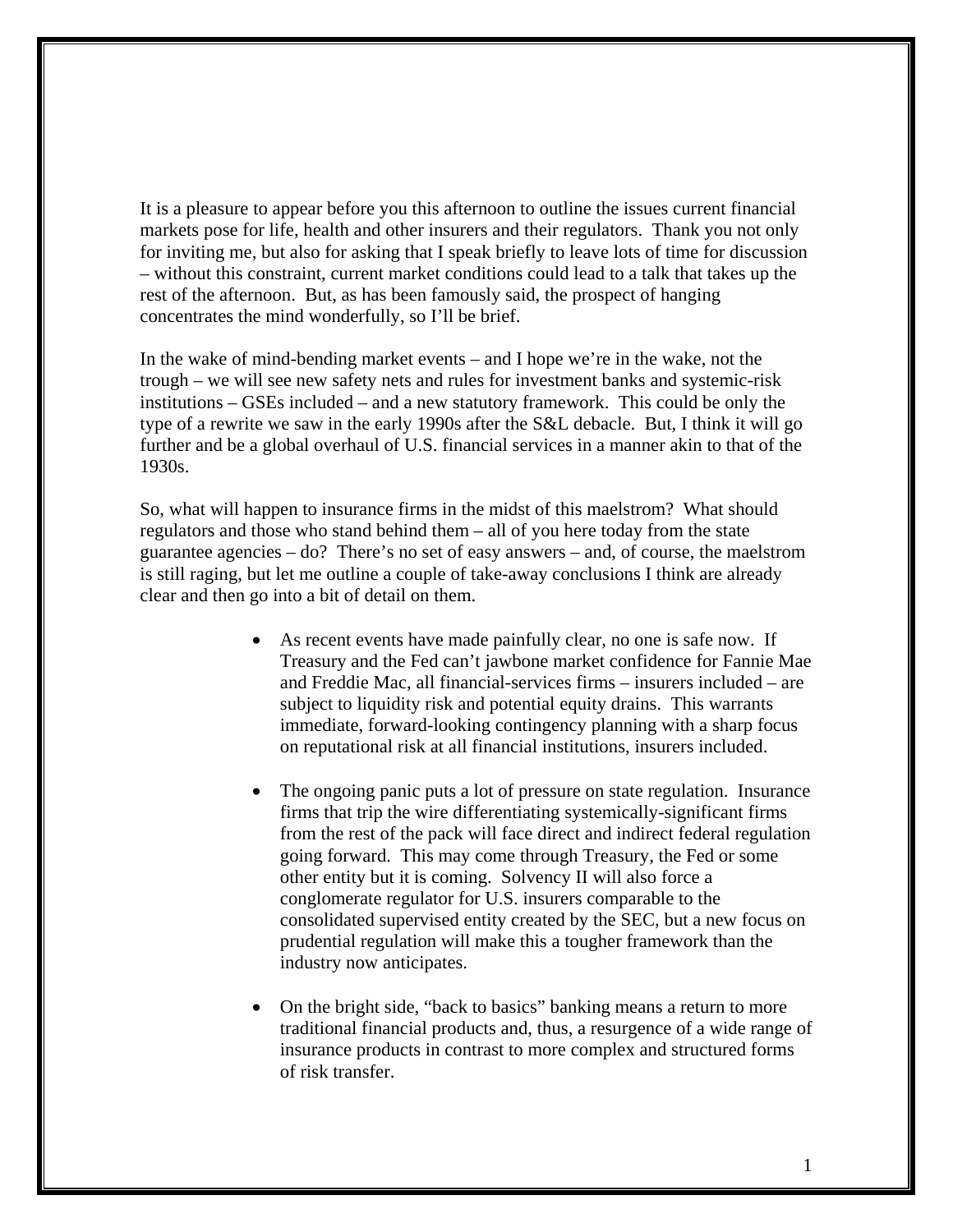It is a pleasure to appear before you this afternoon to outline the issues current financial markets pose for life, health and other insurers and their regulators. Thank you not only for inviting me, but also for asking that I speak briefly to leave lots of time for discussion – without this constraint, current market conditions could lead to a talk that takes up the rest of the afternoon. But, as has been famously said, the prospect of hanging concentrates the mind wonderfully, so I'll be brief.

In the wake of mind-bending market events – and I hope we're in the wake, not the trough – we will see new safety nets and rules for investment banks and systemic-risk institutions – GSEs included – and a new statutory framework. This could be only the type of a rewrite we saw in the early 1990s after the S&L debacle. But, I think it will go further and be a global overhaul of U.S. financial services in a manner akin to that of the 1930s.

So, what will happen to insurance firms in the midst of this maelstrom? What should regulators and those who stand behind them – all of you here today from the state guarantee agencies – do? There's no set of easy answers – and, of course, the maelstrom is still raging, but let me outline a couple of take-away conclusions I think are already clear and then go into a bit of detail on them.

- As recent events have made painfully clear, no one is safe now. If Treasury and the Fed can't jawbone market confidence for Fannie Mae and Freddie Mac, all financial-services firms – insurers included – are subject to liquidity risk and potential equity drains. This warrants immediate, forward-looking contingency planning with a sharp focus on reputational risk at all financial institutions, insurers included.

- The ongoing panic puts a lot of pressure on state regulation. Insurance firms that trip the wire differentiating systemically-significant firms from the rest of the pack will face direct and indirect federal regulation going forward. This may come through Treasury, the Fed or some other entity but it is coming. Solvency II will also force a conglomerate regulator for U.S. insurers comparable to the consolidated supervised entity created by the SEC, but a new focus on prudential regulation will make this a tougher framework than the industry now anticipates.

- On the bright side, "back to basics" banking means a return to more traditional financial products and, thus, a resurgence of a wide range of insurance products in contrast to more complex and structured forms of risk transfer.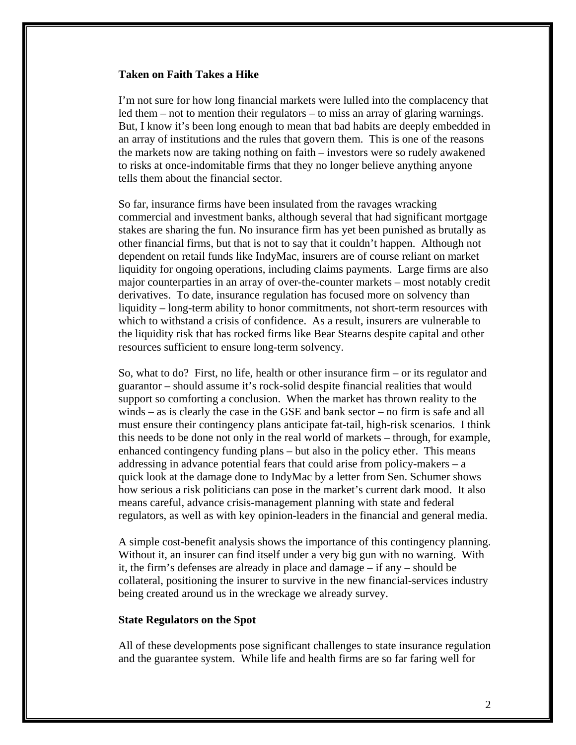**Taken on Faith Takes a Hike**

I'm not sure for how long financial markets were lulled into the complacency that led them – not to mention their regulators – to miss an array of glaring warnings. But, I know it's been long enough to mean that bad habits are deeply embedded in an array of institutions and the rules that govern them. This is one of the reasons the markets now are taking nothing on faith – investors were so rudely awakened to risks at once-indomitable firms that they no longer believe anything anyone tells them about the financial sector.

So far, insurance firms have been insulated from the ravages wracking commercial and investment banks, although several that had significant mortgage stakes are sharing the fun. No insurance firm has yet been punished as brutally as other financial firms, but that is not to say that it couldn't happen. Although not dependent on retail funds like IndyMac, insurers are of course reliant on market liquidity for ongoing operations, including claims payments. Large firms are also major counterparties in an array of over-the-counter markets – most notably credit derivatives. To date, insurance regulation has focused more on solvency than liquidity – long-term ability to honor commitments, not short-term resources with which to withstand a crisis of confidence. As a result, insurers are vulnerable to the liquidity risk that has rocked firms like Bear Stearns despite capital and other resources sufficient to ensure long-term solvency.

So, what to do? First, no life, health or other insurance firm – or its regulator and guarantor – should assume it's rock-solid despite financial realities that would support so comforting a conclusion. When the market has thrown reality to the winds – as is clearly the case in the GSE and bank sector – no firm is safe and all must ensure their contingency plans anticipate fat-tail, high-risk scenarios. I think this needs to be done not only in the real world of markets – through, for example, enhanced contingency funding plans – but also in the policy ether. This means addressing in advance potential fears that could arise from policy-makers – a quick look at the damage done to IndyMac by a letter from Sen. Schumer shows how serious a risk politicians can pose in the market's current dark mood. It also means careful, advance crisis-management planning with state and federal regulators, as well as with key opinion-leaders in the financial and general media.

A simple cost-benefit analysis shows the importance of this contingency planning. Without it, an insurer can find itself under a very big gun with no warning. With it, the firm's defenses are already in place and damage – if any – should be collateral, positioning the insurer to survive in the new financial-services industry being created around us in the wreckage we already survey.

**State Regulators on the Spot**

All of these developments pose significant challenges to state insurance regulation and the guarantee system. While life and health firms are so far faring well for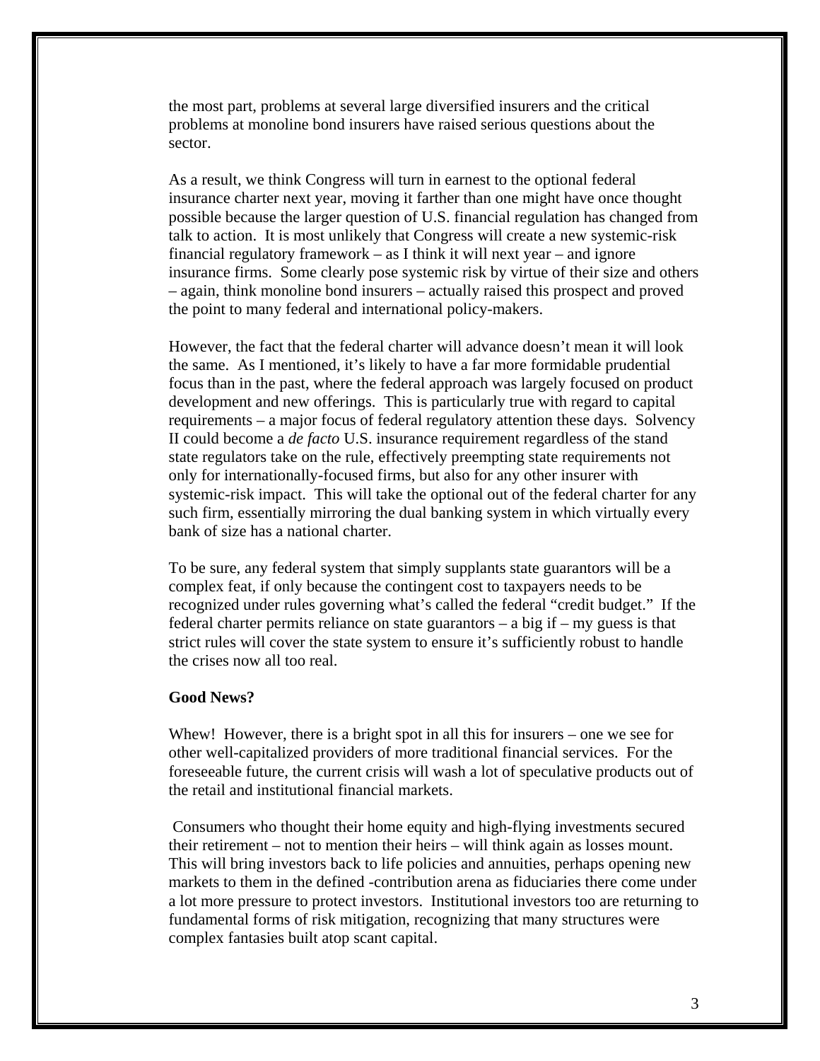the most part, problems at several large diversified insurers and the critical problems at monoline bond insurers have raised serious questions about the sector.

As a result, we think Congress will turn in earnest to the optional federal insurance charter next year, moving it farther than one might have once thought possible because the larger question of U.S. financial regulation has changed from talk to action. It is most unlikely that Congress will create a new systemic-risk financial regulatory framework – as I think it will next year – and ignore insurance firms. Some clearly pose systemic risk by virtue of their size and others – again, think monoline bond insurers – actually raised this prospect and proved the point to many federal and international policy-makers.

However, the fact that the federal charter will advance doesn't mean it will look the same. As I mentioned, it's likely to have a far more formidable prudential focus than in the past, where the federal approach was largely focused on product development and new offerings. This is particularly true with regard to capital requirements – a major focus of federal regulatory attention these days. Solvency II could become a *de facto* U.S. insurance requirement regardless of the stand state regulators take on the rule, effectively preempting state requirements not only for internationally-focused firms, but also for any other insurer with systemic-risk impact. This will take the optional out of the federal charter for any such firm, essentially mirroring the dual banking system in which virtually every bank of size has a national charter.

To be sure, any federal system that simply supplants state guarantors will be a complex feat, if only because the contingent cost to taxpayers needs to be recognized under rules governing what's called the federal "credit budget." If the federal charter permits reliance on state guarantors – a big if – my guess is that strict rules will cover the state system to ensure it's sufficiently robust to handle the crises now all too real.

**Good News?**

Whew! However, there is a bright spot in all this for insurers – one we see for other well-capitalized providers of more traditional financial services. For the foreseeable future, the current crisis will wash a lot of speculative products out of the retail and institutional financial markets.

Consumers who thought their home equity and high-flying investments secured their retirement – not to mention their heirs – will think again as losses mount. This will bring investors back to life policies and annuities, perhaps opening new markets to them in the defined -contribution arena as fiduciaries there come under a lot more pressure to protect investors. Institutional investors too are returning to fundamental forms of risk mitigation, recognizing that many structures were complex fantasies built atop scant capital.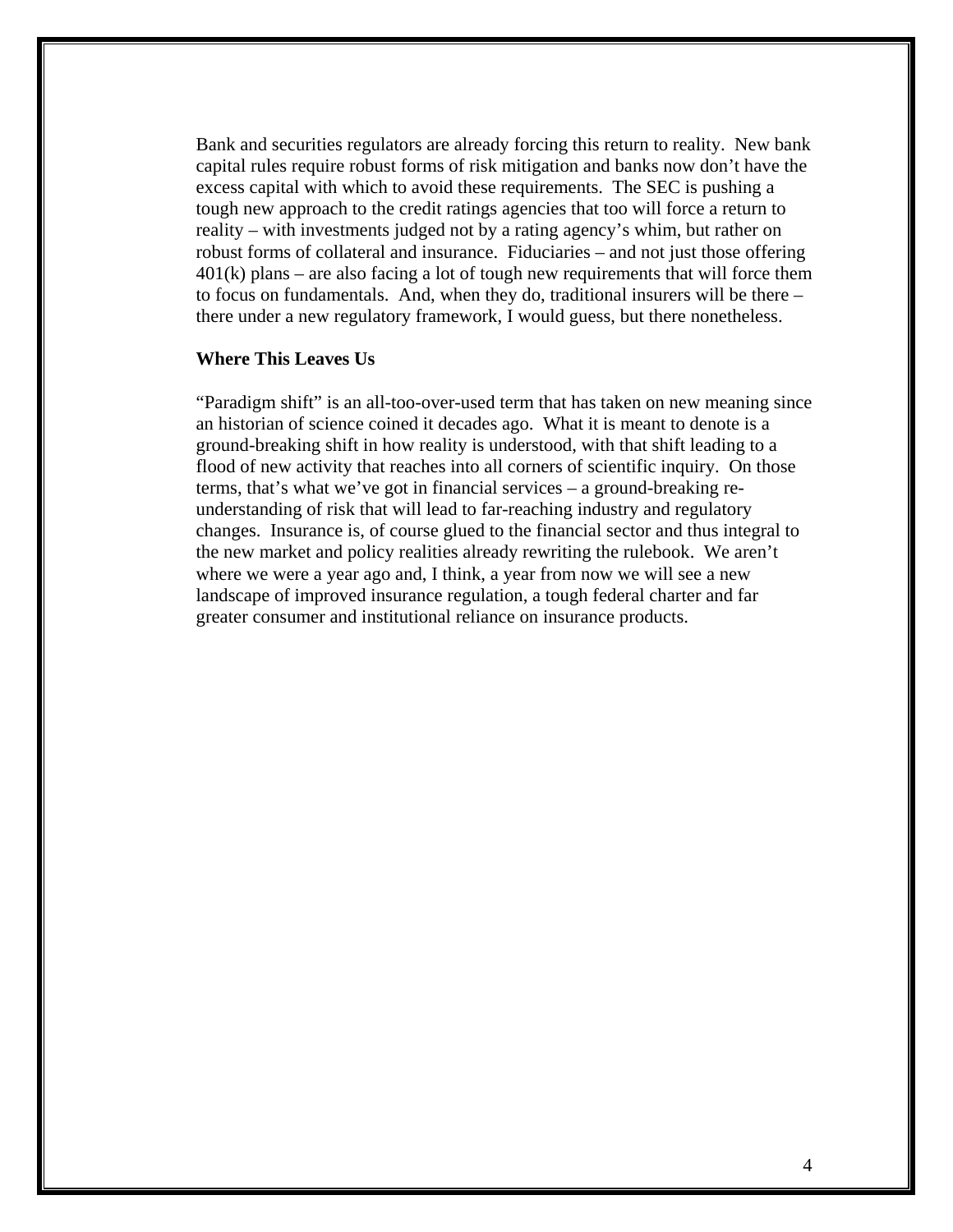Bank and securities regulators are already forcing this return to reality. New bank capital rules require robust forms of risk mitigation and banks now don't have the excess capital with which to avoid these requirements. The SEC is pushing a tough new approach to the credit ratings agencies that too will force a return to reality – with investments judged not by a rating agency's whim, but rather on robust forms of collateral and insurance. Fiduciaries – and not just those offering 401(k) plans – are also facing a lot of tough new requirements that will force them to focus on fundamentals. And, when they do, traditional insurers will be there – there under a new regulatory framework, I would guess, but there nonetheless.

**Where This Leaves Us**

"Paradigm shift" is an all-too-over-used term that has taken on new meaning since an historian of science coined it decades ago. What it is meant to denote is a ground-breaking shift in how reality is understood, with that shift leading to a flood of new activity that reaches into all corners of scientific inquiry. On those terms, that's what we've got in financial services – a ground-breaking re-understanding of risk that will lead to far-reaching industry and regulatory changes. Insurance is, of course glued to the financial sector and thus integral to the new market and policy realities already rewriting the rulebook. We aren't where we were a year ago and, I think, a year from now we will see a new landscape of improved insurance regulation, a tough federal charter and far greater consumer and institutional reliance on insurance products.